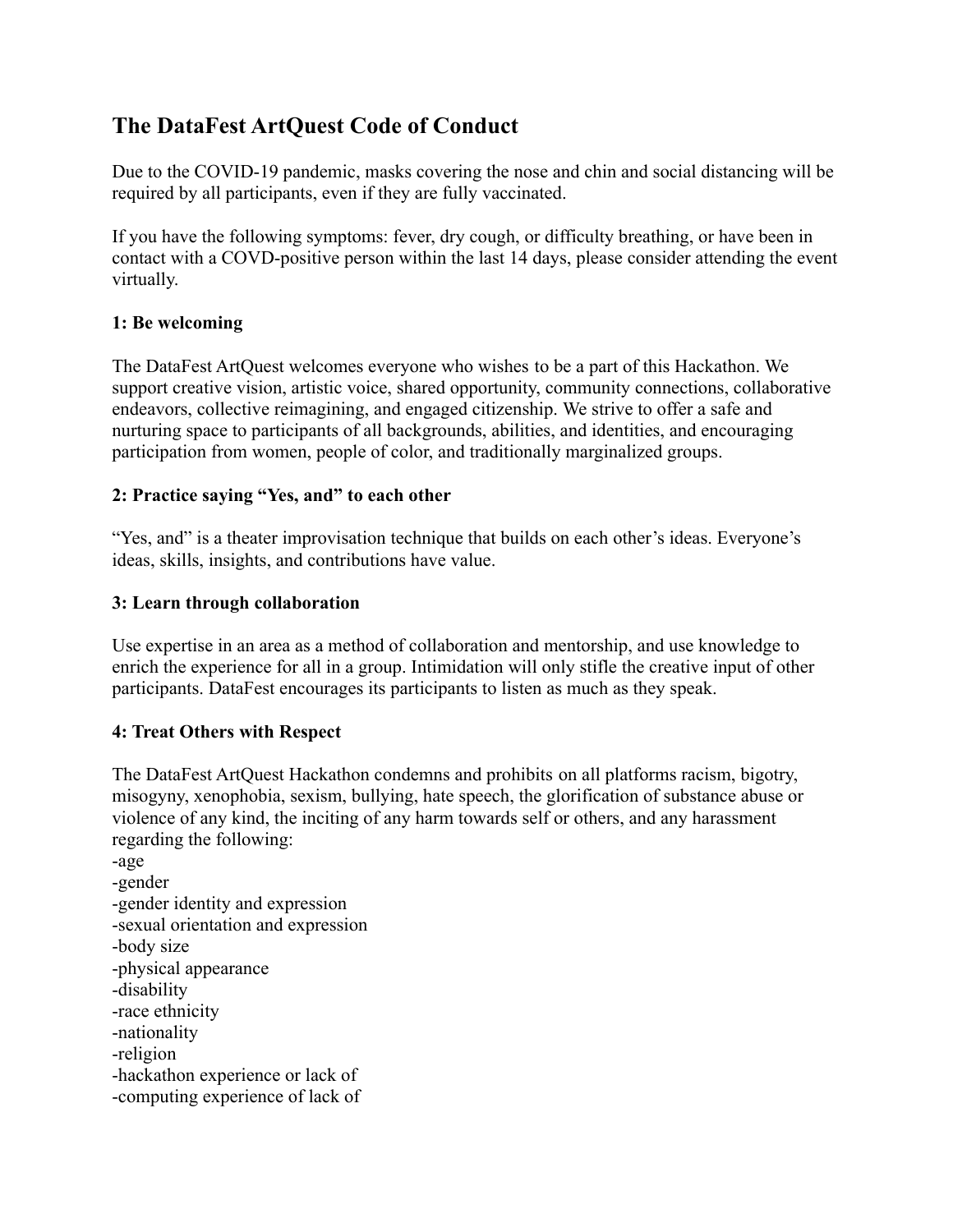# The DataFest ArtQuest Code of Conduct

Due to the COVID-19 pandemic, masks covering the nose and chin and social distancing will be required by all participants, even if they are fully vaccinated.

If you have the following symptoms: fever, dry cough, or difficulty breathing, or have been in contact with a COVD-positive person within the last 14 days, please consider attending the event virtually.

### 1: Be welcoming

The DataFest ArtQuest welcomes everyone who wishes to be a part of this Hackathon. We support creative vision, artistic voice, shared opportunity, community connections, collaborative endeavors, collective reimagining, and engaged citizenship. We strive to offer a safe and nurturing space to participants of all backgrounds, abilities, and identities, and encouraging participation from women, people of color, and traditionally marginalized groups.

### 2: Practice saying "Yes, and" to each other

"Yes, and" is a theater improvisation technique that builds on each other's ideas. Everyone's ideas, skills, insights, and contributions have value.

### 3: Learn through collaboration

Use expertise in an area as a method of collaboration and mentorship, and use knowledge to enrich the experience for all in a group. Intimidation will only stifle the creative input of other participants. DataFest encourages its participants to listen as much as they speak.

### 4: Treat Others with Respect

The DataFest ArtQuest Hackathon condemns and prohibits on all platforms racism, bigotry, misogyny, xenophobia, sexism, bullying, hate speech, the glorification of substance abuse or violence of any kind, the inciting of any harm towards self or others, and any harassment regarding the following:

- age
- gender
- gender identity and expression
- sexual orientation and expression
- body size
- physical appearance
- disability
- race ethnicity
- nationality
- religion
- hackathon experience or lack of
- computing experience of lack of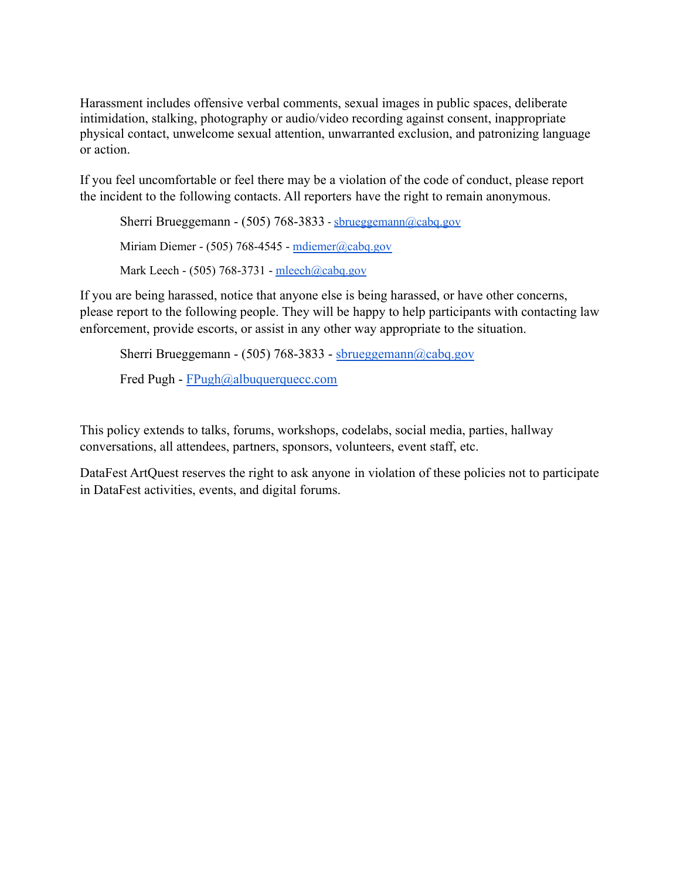Harassment includes offensive verbal comments, sexual images in public spaces, deliberate intimidation, stalking, photography or audio/video recording against consent, inappropriate physical contact, unwelcome sexual attention, unwarranted exclusion, and patronizing language or action.

If you feel uncomfortable or feel there may be a violation of the code of conduct, please report the incident to the following contacts. All reporters have the right to remain anonymous.

> Sherri Brueggemann - (505) 768-3833 - sbrueggemann@cabq.gov
>
> Miriam Diemer - (505) 768-4545 - mdiemer@cabq.gov
>
> Mark Leech - (505) 768-3731 - mleech@cabq.gov

If you are being harassed, notice that anyone else is being harassed, or have other concerns, please report to the following people. They will be happy to help participants with contacting law enforcement, provide escorts, or assist in any other way appropriate to the situation.

> Sherri Brueggemann - (505) 768-3833 - sbrueggemann@cabq.gov
>
> Fred Pugh - FPugh@albuquerquecc.com

This policy extends to talks, forums, workshops, codelabs, social media, parties, hallway conversations, all attendees, partners, sponsors, volunteers, event staff, etc.

DataFest ArtQuest reserves the right to ask anyone in violation of these policies not to participate in DataFest activities, events, and digital forums.